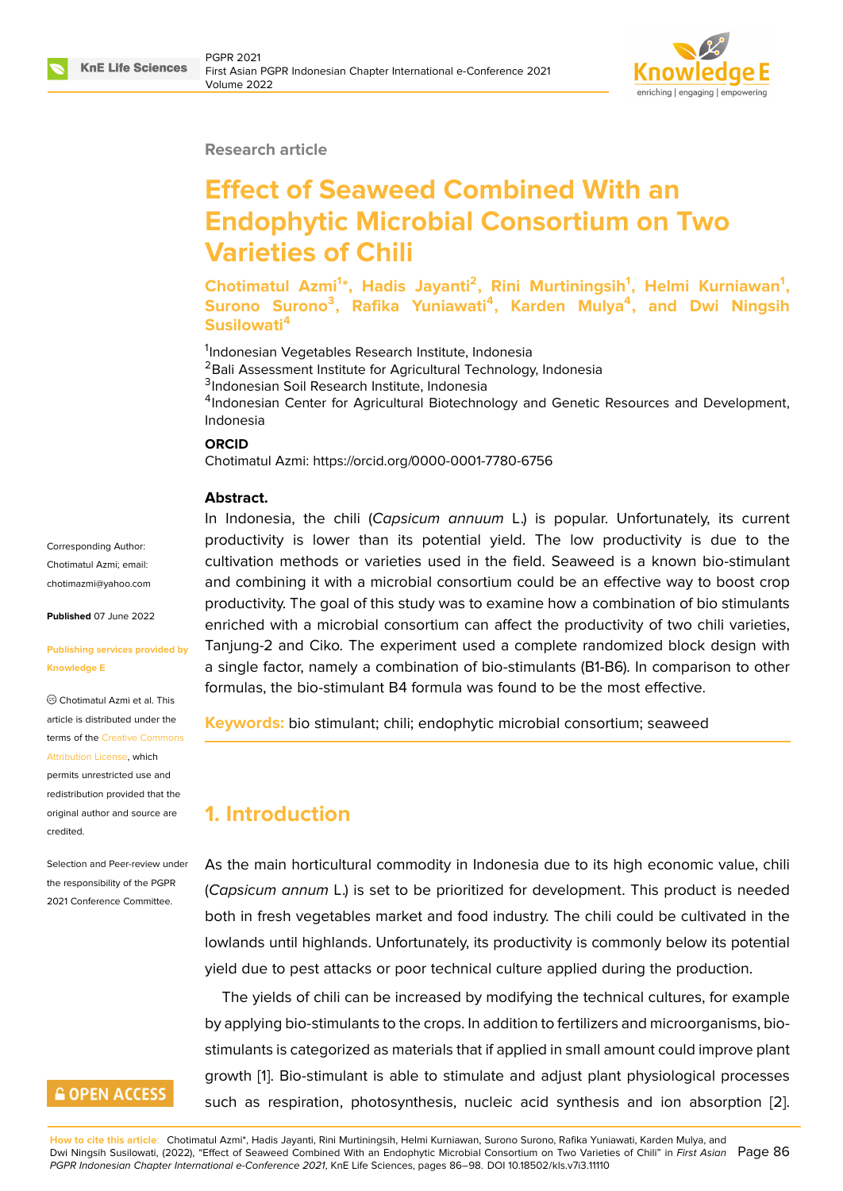Research article

# Effect of Seaweed Combined With an Endophytic Microbial Consortium on Two Varieties of Chili

**Chotimatul Azmi[1]*, Hadis Jayanti[2], Rini Murtiningsih[1], Helmi Kurniawan[1], Surono Surono[3], Rafika Yuniawati[4], Karden Mulya[4], and Dwi Ningsih Susilowati[4]**

[1]Indonesian Vegetables Research Institute, Indonesia
[2]Bali Assessment Institute for Agricultural Technology, Indonesia
[3]Indonesian Soil Research Institute, Indonesia
[4]Indonesian Center for Agricultural Biotechnology and Genetic Resources and Development, Indonesia

**ORCID**

Chotimatul Azmi: https://orcid.org/0000-0001-7780-6756

Corresponding Author: Chotimatul Azmi; email: chotimazmi@yahoo.com

**Published** 07 June 2022

**Publishing services provided by Knowledge E**

© Chotimatul Azmi et al. This article is distributed under the terms of the Creative Commons Attribution License, which permits unrestricted use and redistribution provided that the original author and source are credited.

Selection and Peer-review under the responsibility of the PGPR 2021 Conference Committee.

**Abstract.**

In Indonesia, the chili (*Capsicum annuum* L.) is popular. Unfortunately, its current productivity is lower than its potential yield. The low productivity is due to the cultivation methods or varieties used in the field. Seaweed is a known bio-stimulant and combining it with a microbial consortium could be an effective way to boost crop productivity. The goal of this study was to examine how a combination of bio stimulants enriched with a microbial consortium can affect the productivity of two chili varieties, Tanjung-2 and Ciko. The experiment used a complete randomized block design with a single factor, namely a combination of bio-stimulants (B1-B6). In comparison to other formulas, the bio-stimulant B4 formula was found to be the most effective.

**Keywords:** bio stimulant; chili; endophytic microbial consortium; seaweed

## 1. Introduction

As the main horticultural commodity in Indonesia due to its high economic value, chili (*Capsicum annum* L.) is set to be prioritized for development. This product is needed both in fresh vegetables market and food industry. The chili could be cultivated in the lowlands until highlands. Unfortunately, its productivity is commonly below its potential yield due to pest attacks or poor technical culture applied during the production.

The yields of chili can be increased by modifying the technical cultures, for example by applying bio-stimulants to the crops. In addition to fertilizers and microorganisms, bio-stimulants is categorized as materials that if applied in small amount could improve plant growth [1]. Bio-stimulant is able to stimulate and adjust plant physiological processes such as respiration, photosynthesis, nucleic acid synthesis and ion absorption [2].

**How to cite this article**: Chotimatul Azmi*, Hadis Jayanti, Rini Murtiningsih, Helmi Kurniawan, Surono Surono, Rafika Yuniawati, Karden Mulya, and Dwi Ningsih Susilowati, (2022), "Effect of Seaweed Combined With an Endophytic Microbial Consortium on Two Varieties of Chili" in *First Asian PGPR Indonesian Chapter International e-Conference 2021*, KnE Life Sciences, pages 86–98. DOI 10.18502/kls.v7i3.11110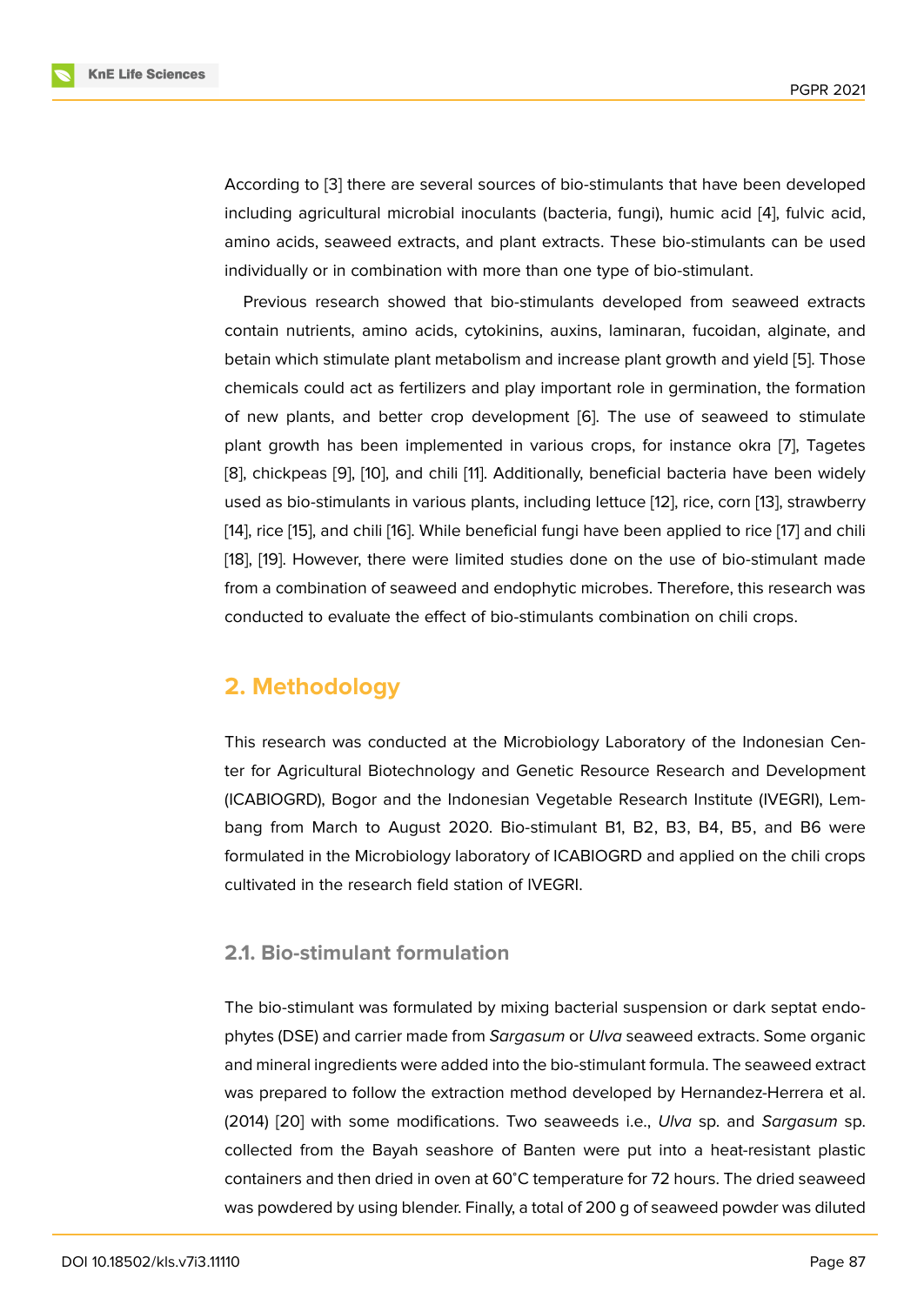According to [3] there are several sources of bio-stimulants that have been developed including agricultural microbial inoculants (bacteria, fungi), humic acid [4], fulvic acid, amino acids, seaweed extracts, and plant extracts. These bio-stimulants can be used individually or in combination with more than one type of bio-stimulant.

Previous research showed that bio-stimulants developed from seaweed extracts contain nutrients, amino acids, cytokinins, auxins, laminaran, fucoidan, alginate, and betain which stimulate plant metabolism and increase plant growth and yield [5]. Those chemicals could act as fertilizers and play important role in germination, the formation of new plants, and better crop development [6]. The use of seaweed to stimulate plant growth has been implemented in various crops, for instance okra [7], Tagetes [8], chickpeas [9], [10], and chili [11]. Additionally, beneficial bacteria have been widely used as bio-stimulants in various plants, including lettuce [12], rice, corn [13], strawberry [14], rice [15], and chili [16]. While beneficial fungi have been applied to rice [17] and chili [18], [19]. However, there were limited studies done on the use of bio-stimulant made from a combination of seaweed and endophytic microbes. Therefore, this research was conducted to evaluate the effect of bio-stimulants combination on chili crops.

## 2. Methodology

This research was conducted at the Microbiology Laboratory of the Indonesian Center for Agricultural Biotechnology and Genetic Resource Research and Development (ICABIOGRD), Bogor and the Indonesian Vegetable Research Institute (IVEGRI), Lembang from March to August 2020. Bio-stimulant B1, B2, B3, B4, B5, and B6 were formulated in the Microbiology laboratory of ICABIOGRD and applied on the chili crops cultivated in the research field station of IVEGRI.

### 2.1. Bio-stimulant formulation

The bio-stimulant was formulated by mixing bacterial suspension or dark septat endophytes (DSE) and carrier made from *Sargasum* or *Ulva* seaweed extracts. Some organic and mineral ingredients were added into the bio-stimulant formula. The seaweed extract was prepared to follow the extraction method developed by Hernandez-Herrera et al. (2014) [20] with some modifications. Two seaweeds i.e., *Ulva* sp. and *Sargasum* sp. collected from the Bayah seashore of Banten were put into a heat-resistant plastic containers and then dried in oven at 60°C temperature for 72 hours. The dried seaweed was powdered by using blender. Finally, a total of 200 g of seaweed powder was diluted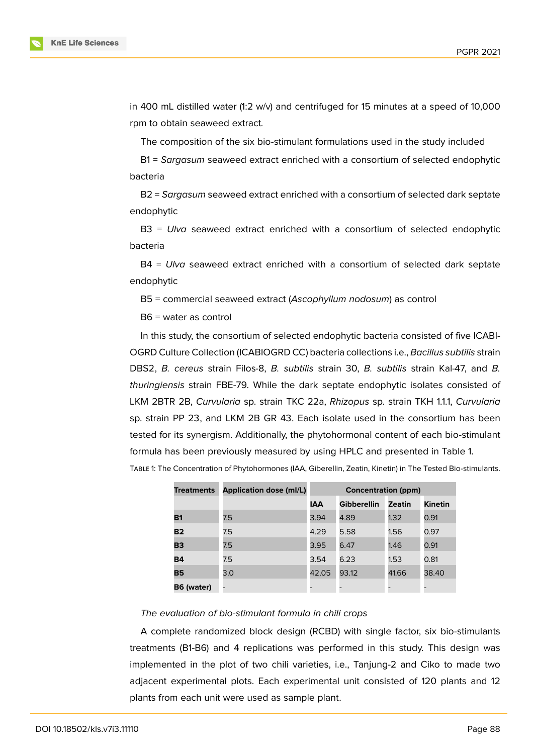in 400 mL distilled water (1:2 w/v) and centrifuged for 15 minutes at a speed of 10,000 rpm to obtain seaweed extract.

The composition of the six bio-stimulant formulations used in the study included

B1 = *Sargasum* seaweed extract enriched with a consortium of selected endophytic bacteria

B2 = *Sargasum* seaweed extract enriched with a consortium of selected dark septate endophytic

B3 = *Ulva* seaweed extract enriched with a consortium of selected endophytic bacteria

B4 = *Ulva* seaweed extract enriched with a consortium of selected dark septate endophytic

B5 = commercial seaweed extract (*Ascophyllum nodosum*) as control

B6 = water as control

In this study, the consortium of selected endophytic bacteria consisted of five ICABIOGRD Culture Collection (ICABIOGRD CC) bacteria collections i.e., *Bacillus subtilis* strain DBS2, *B. cereus* strain Filos-8, *B. subtilis* strain 30, *B. subtilis* strain Kal-47, and *B. thuringiensis* strain FBE-79. While the dark septate endophytic isolates consisted of LKM 2BTR 2B, *Curvularia* sp. strain TKC 22a, *Rhizopus* sp. strain TKH 1.1.1, *Curvularia* sp. strain PP 23, and LKM 2B GR 43. Each isolate used in the consortium has been tested for its synergism. Additionally, the phytohormonal content of each bio-stimulant formula has been previously measured by using HPLC and presented in Table 1.

Table 1: The Concentration of Phytohormones (IAA, Giberellin, Zeatin, Kinetin) in The Tested Bio-stimulants.

| Treatments | Application dose (ml/L) | Concentration (ppm) | | | |
|---|---|---|---|---|---|
| | | IAA | Gibberellin | Zeatin | Kinetin |
| **B1** | 7.5 | 3.94 | 4.89 | 1.32 | 0.91 |
| **B2** | 7.5 | 4.29 | 5.58 | 1.56 | 0.97 |
| **B3** | 7.5 | 3.95 | 6.47 | 1.46 | 0.91 |
| **B4** | 7.5 | 3.54 | 6.23 | 1.53 | 0.81 |
| **B5** | 3.0 | 42.05 | 93.12 | 41.66 | 38.40 |
| **B6 (water)** | - | - | - | - | - |

*The evaluation of bio-stimulant formula in chili crops*

A complete randomized block design (RCBD) with single factor, six bio-stimulants treatments (B1-B6) and 4 replications was performed in this study. This design was implemented in the plot of two chili varieties, i.e., Tanjung-2 and Ciko to made two adjacent experimental plots. Each experimental unit consisted of 120 plants and 12 plants from each unit were used as sample plant.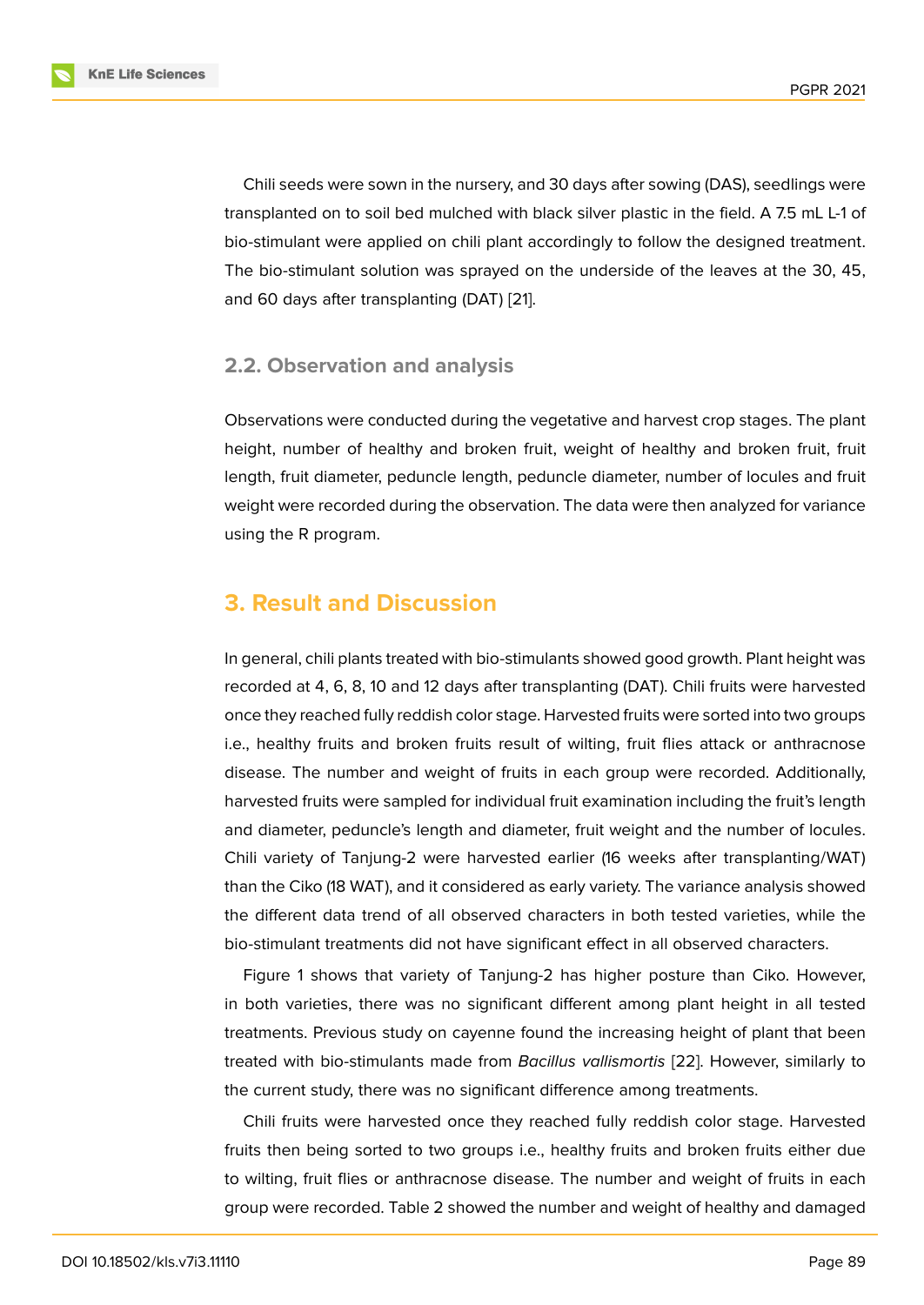Chili seeds were sown in the nursery, and 30 days after sowing (DAS), seedlings were transplanted on to soil bed mulched with black silver plastic in the field. A 7.5 mL L-1 of bio-stimulant were applied on chili plant accordingly to follow the designed treatment. The bio-stimulant solution was sprayed on the underside of the leaves at the 30, 45, and 60 days after transplanting (DAT) [21].

### 2.2. Observation and analysis

Observations were conducted during the vegetative and harvest crop stages. The plant height, number of healthy and broken fruit, weight of healthy and broken fruit, fruit length, fruit diameter, peduncle length, peduncle diameter, number of locules and fruit weight were recorded during the observation. The data were then analyzed for variance using the R program.

## 3. Result and Discussion

In general, chili plants treated with bio-stimulants showed good growth. Plant height was recorded at 4, 6, 8, 10 and 12 days after transplanting (DAT). Chili fruits were harvested once they reached fully reddish color stage. Harvested fruits were sorted into two groups i.e., healthy fruits and broken fruits result of wilting, fruit flies attack or anthracnose disease. The number and weight of fruits in each group were recorded. Additionally, harvested fruits were sampled for individual fruit examination including the fruit's length and diameter, peduncle's length and diameter, fruit weight and the number of locules. Chili variety of Tanjung-2 were harvested earlier (16 weeks after transplanting/WAT) than the Ciko (18 WAT), and it considered as early variety. The variance analysis showed the different data trend of all observed characters in both tested varieties, while the bio-stimulant treatments did not have significant effect in all observed characters.

Figure 1 shows that variety of Tanjung-2 has higher posture than Ciko. However, in both varieties, there was no significant different among plant height in all tested treatments. Previous study on cayenne found the increasing height of plant that been treated with bio-stimulants made from *Bacillus vallismortis* [22]. However, similarly to the current study, there was no significant difference among treatments.

Chili fruits were harvested once they reached fully reddish color stage. Harvested fruits then being sorted to two groups i.e., healthy fruits and broken fruits either due to wilting, fruit flies or anthracnose disease. The number and weight of fruits in each group were recorded. Table 2 showed the number and weight of healthy and damaged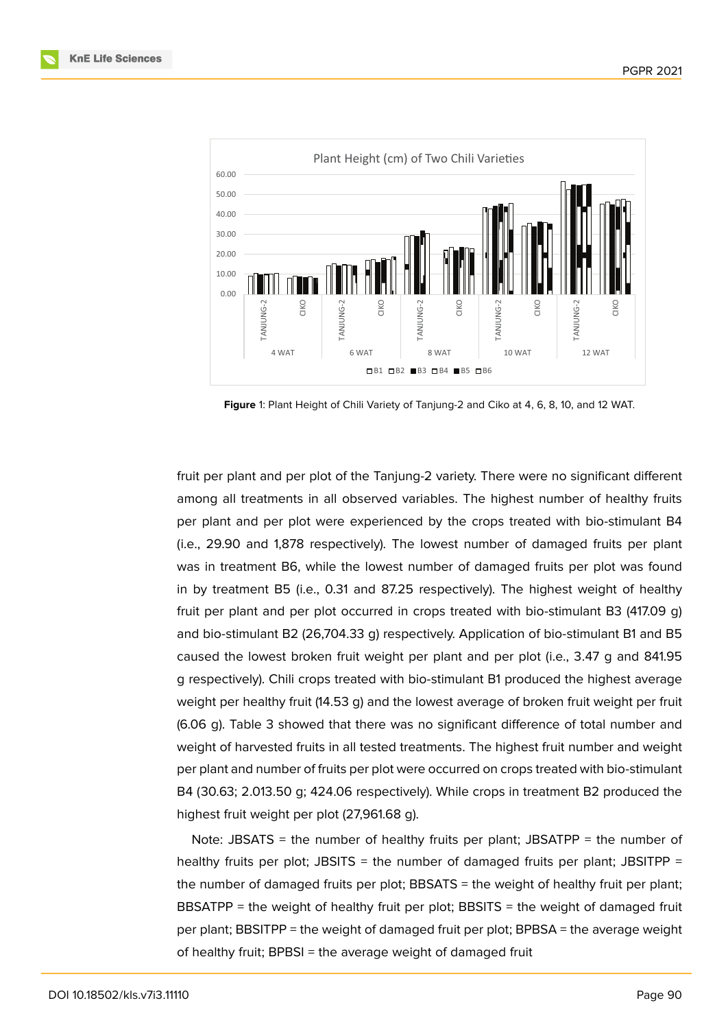**Figure** 1: Plant Height of Chili Variety of Tanjung-2 and Ciko at 4, 6, 8, 10, and 12 WAT.

fruit per plant and per plot of the Tanjung-2 variety. There were no significant different among all treatments in all observed variables. The highest number of healthy fruits per plant and per plot were experienced by the crops treated with bio-stimulant B4 (i.e., 29.90 and 1,878 respectively). The lowest number of damaged fruits per plant was in treatment B6, while the lowest number of damaged fruits per plot was found in by treatment B5 (i.e., 0.31 and 87.25 respectively). The highest weight of healthy fruit per plant and per plot occurred in crops treated with bio-stimulant B3 (417.09 g) and bio-stimulant B2 (26,704.33 g) respectively. Application of bio-stimulant B1 and B5 caused the lowest broken fruit weight per plant and per plot (i.e., 3.47 g and 841.95 g respectively). Chili crops treated with bio-stimulant B1 produced the highest average weight per healthy fruit (14.53 g) and the lowest average of broken fruit weight per fruit (6.06 g). Table 3 showed that there was no significant difference of total number and weight of harvested fruits in all tested treatments. The highest fruit number and weight per plant and number of fruits per plot were occurred on crops treated with bio-stimulant B4 (30.63; 2.013.50 g; 424.06 respectively). While crops in treatment B2 produced the highest fruit weight per plot (27,961.68 g).

Note: JBSATS = the number of healthy fruits per plant; JBSATPP = the number of healthy fruits per plot; JBSITS = the number of damaged fruits per plant; JBSITPP = the number of damaged fruits per plot; BBSATS = the weight of healthy fruit per plant; BBSATPP = the weight of healthy fruit per plot; BBSITS = the weight of damaged fruit per plant; BBSITPP = the weight of damaged fruit per plot; BPBSA = the average weight of healthy fruit; BPBSI = the average weight of damaged fruit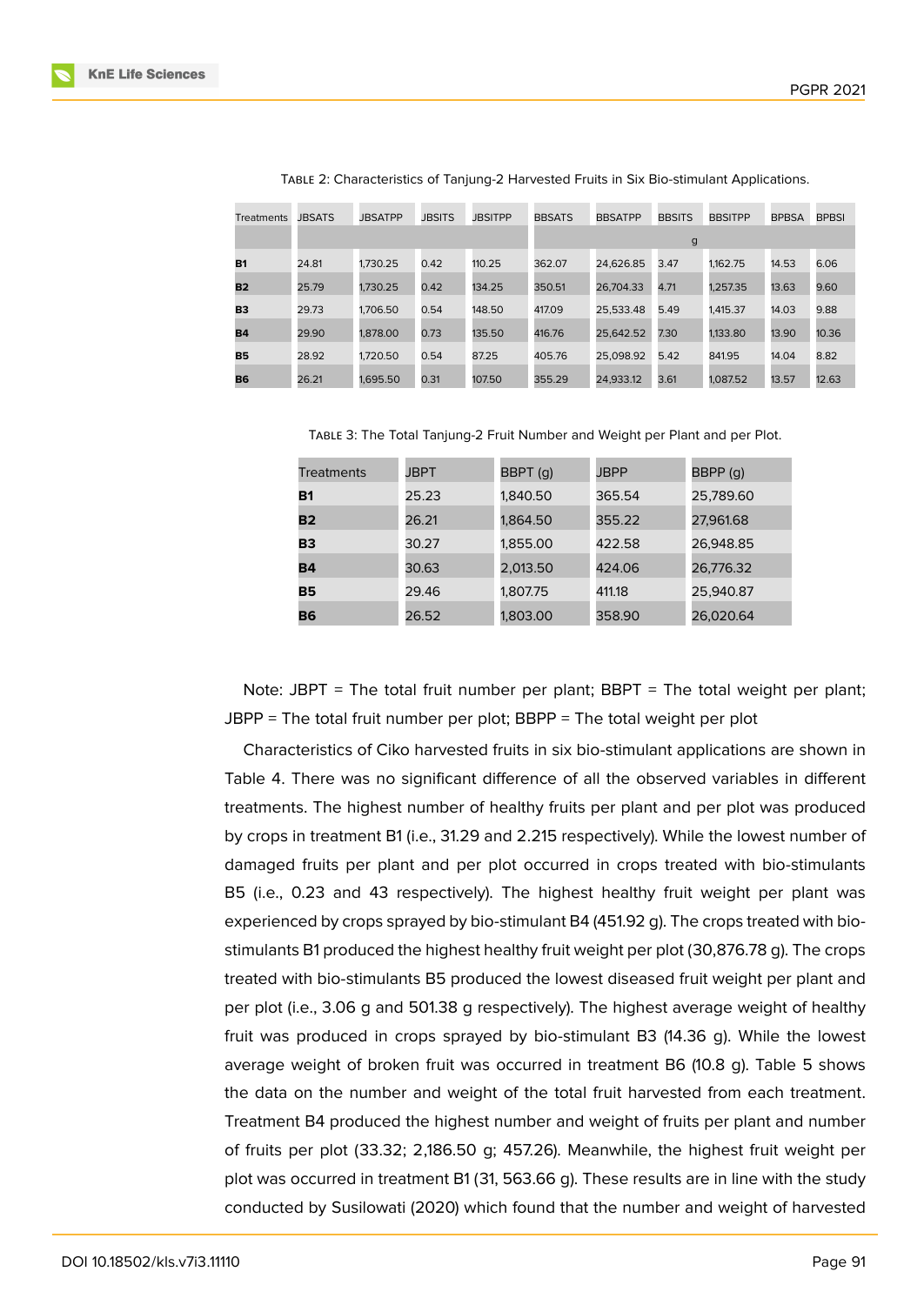Table 2: Characteristics of Tanjung-2 Harvested Fruits in Six Bio-stimulant Applications.

| Treatments | JBSATS | JBSATPP | JBSITS | JBSITPP | BBSATS | BBSATPP | BBSITS | BBSITPP | BPBSA | BPBSI |
|---|---|---|---|---|---|---|---|---|---|---|
| | | | | | | | g | | | |
| **B1** | 24.81 | 1,730.25 | 0.42 | 110.25 | 362.07 | 24,626.85 | 3.47 | 1,162.75 | 14.53 | 6.06 |
| **B2** | 25.79 | 1,730.25 | 0.42 | 134.25 | 350.51 | 26,704.33 | 4.71 | 1,257.35 | 13.63 | 9.60 |
| **B3** | 29.73 | 1,706.50 | 0.54 | 148.50 | 417.09 | 25,533.48 | 5.49 | 1,415.37 | 14.03 | 9.88 |
| **B4** | 29.90 | 1,878.00 | 0.73 | 135.50 | 416.76 | 25,642.52 | 7.30 | 1,133.80 | 13.90 | 10.36 |
| **B5** | 28.92 | 1,720.50 | 0.54 | 87.25 | 405.76 | 25,098.92 | 5.42 | 841.95 | 14.04 | 8.82 |
| **B6** | 26.21 | 1,695.50 | 0.31 | 107.50 | 355.29 | 24,933.12 | 3.61 | 1,087.52 | 13.57 | 12.63 |

Table 3: The Total Tanjung-2 Fruit Number and Weight per Plant and per Plot.

| Treatments | JBPT | BBPT (g) | JBPP | BBPP (g) |
|---|---|---|---|---|
| **B1** | 25.23 | 1,840.50 | 365.54 | 25,789.60 |
| **B2** | 26.21 | 1,864.50 | 355.22 | 27,961.68 |
| **B3** | 30.27 | 1,855.00 | 422.58 | 26,948.85 |
| **B4** | 30.63 | 2,013.50 | 424.06 | 26,776.32 |
| **B5** | 29.46 | 1,807.75 | 411.18 | 25,940.87 |
| **B6** | 26.52 | 1,803.00 | 358.90 | 26,020.64 |

Note: JBPT = The total fruit number per plant; BBPT = The total weight per plant; JBPP = The total fruit number per plot; BBPP = The total weight per plot

Characteristics of Ciko harvested fruits in six bio-stimulant applications are shown in Table 4. There was no significant difference of all the observed variables in different treatments. The highest number of healthy fruits per plant and per plot was produced by crops in treatment B1 (i.e., 31.29 and 2.215 respectively). While the lowest number of damaged fruits per plant and per plot occurred in crops treated with bio-stimulants B5 (i.e., 0.23 and 43 respectively). The highest healthy fruit weight per plant was experienced by crops sprayed by bio-stimulant B4 (451.92 g). The crops treated with bio-stimulants B1 produced the highest healthy fruit weight per plot (30,876.78 g). The crops treated with bio-stimulants B5 produced the lowest diseased fruit weight per plant and per plot (i.e., 3.06 g and 501.38 g respectively). The highest average weight of healthy fruit was produced in crops sprayed by bio-stimulant B3 (14.36 g). While the lowest average weight of broken fruit was occurred in treatment B6 (10.8 g). Table 5 shows the data on the number and weight of the total fruit harvested from each treatment. Treatment B4 produced the highest number and weight of fruits per plant and number of fruits per plot (33.32; 2,186.50 g; 457.26). Meanwhile, the highest fruit weight per plot was occurred in treatment B1 (31, 563.66 g). These results are in line with the study conducted by Susilowati (2020) which found that the number and weight of harvested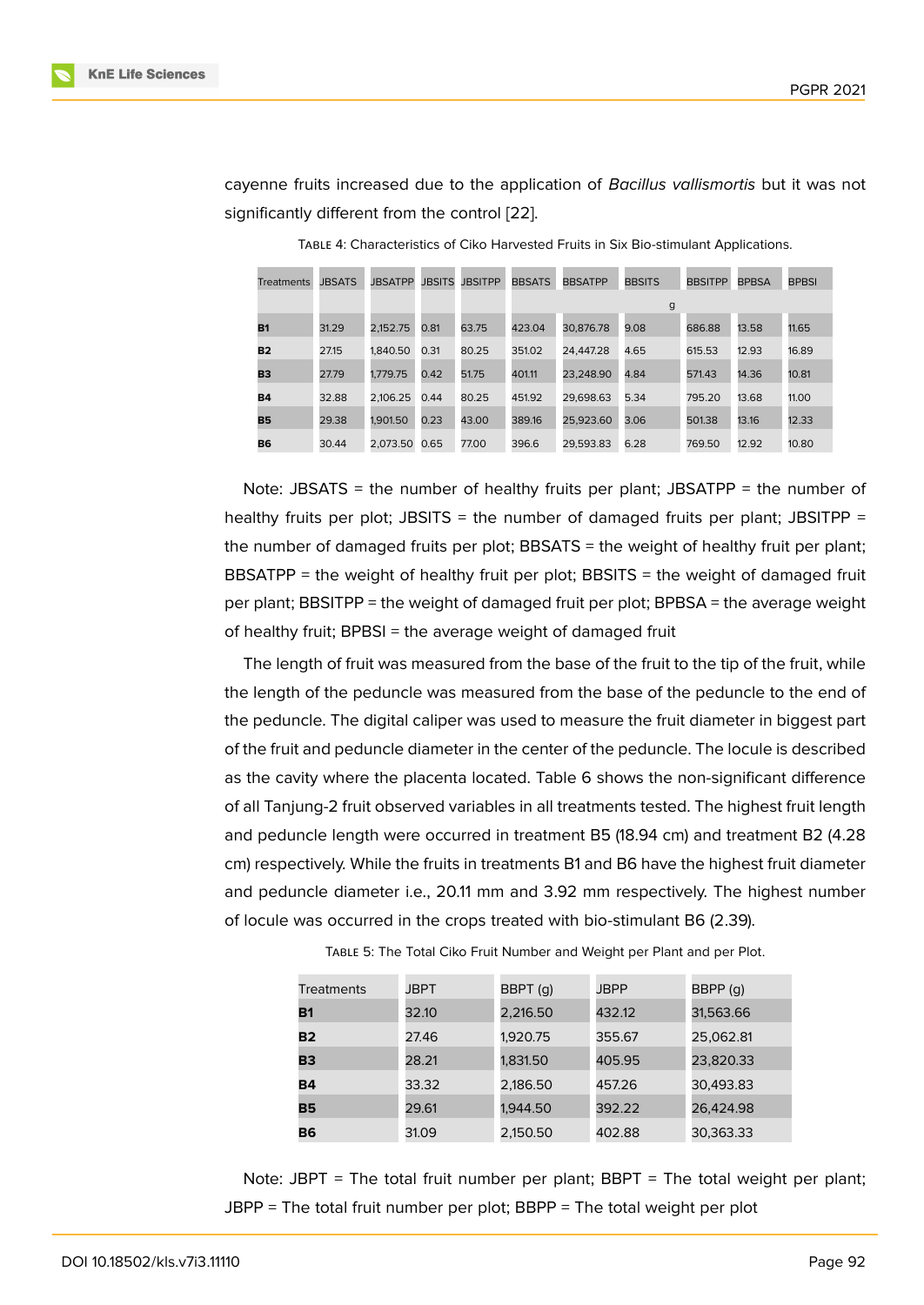cayenne fruits increased due to the application of *Bacillus vallismortis* but it was not significantly different from the control [22].

Table 4: Characteristics of Ciko Harvested Fruits in Six Bio-stimulant Applications.

| Treatments | JBSATS | JBSATPP | JBSITS | JBSITPP | BBSATS | BBSATPP | BBSITS | BBSITPP | BPBSA | BPBSI |
|---|---|---|---|---|---|---|---|---|---|---|
| | | | | | g | | | | | |
| **B1** | 31.29 | 2,152.75 | 0.81 | 63.75 | 423.04 | 30,876.78 | 9.08 | 686.88 | 13.58 | 11.65 |
| **B2** | 27.15 | 1,840.50 | 0.31 | 80.25 | 351.02 | 24,447.28 | 4.65 | 615.53 | 12.93 | 16.89 |
| **B3** | 27.79 | 1,779.75 | 0.42 | 51.75 | 401.11 | 23,248.90 | 4.84 | 571.43 | 14.36 | 10.81 |
| **B4** | 32.88 | 2,106.25 | 0.44 | 80.25 | 451.92 | 29,698.63 | 5.34 | 795.20 | 13.68 | 11.00 |
| **B5** | 29.38 | 1,901.50 | 0.23 | 43.00 | 389.16 | 25,923.60 | 3.06 | 501.38 | 13.16 | 12.33 |
| **B6** | 30.44 | 2,073.50 | 0.65 | 77.00 | 396.6 | 29,593.83 | 6.28 | 769.50 | 12.92 | 10.80 |

Note: JBSATS = the number of healthy fruits per plant; JBSATPP = the number of healthy fruits per plot; JBSITS = the number of damaged fruits per plant; JBSITPP = the number of damaged fruits per plot; BBSATS = the weight of healthy fruit per plant; BBSATPP = the weight of healthy fruit per plot; BBSITS = the weight of damaged fruit per plant; BBSITPP = the weight of damaged fruit per plot; BPBSA = the average weight of healthy fruit; BPBSI = the average weight of damaged fruit

The length of fruit was measured from the base of the fruit to the tip of the fruit, while the length of the peduncle was measured from the base of the peduncle to the end of the peduncle. The digital caliper was used to measure the fruit diameter in biggest part of the fruit and peduncle diameter in the center of the peduncle. The locule is described as the cavity where the placenta located. Table 6 shows the non-significant difference of all Tanjung-2 fruit observed variables in all treatments tested. The highest fruit length and peduncle length were occurred in treatment B5 (18.94 cm) and treatment B2 (4.28 cm) respectively. While the fruits in treatments B1 and B6 have the highest fruit diameter and peduncle diameter i.e., 20.11 mm and 3.92 mm respectively. The highest number of locule was occurred in the crops treated with bio-stimulant B6 (2.39).

Table 5: The Total Ciko Fruit Number and Weight per Plant and per Plot.

| Treatments | JBPT | BBPT (g) | JBPP | BBPP (g) |
|---|---|---|---|---|
| **B1** | 32.10 | 2,216.50 | 432.12 | 31,563.66 |
| **B2** | 27.46 | 1,920.75 | 355.67 | 25,062.81 |
| **B3** | 28.21 | 1,831.50 | 405.95 | 23,820.33 |
| **B4** | 33.32 | 2,186.50 | 457.26 | 30,493.83 |
| **B5** | 29.61 | 1,944.50 | 392.22 | 26,424.98 |
| **B6** | 31.09 | 2,150.50 | 402.88 | 30,363.33 |

Note: JBPT = The total fruit number per plant; BBPT = The total weight per plant; JBPP = The total fruit number per plot; BBPP = The total weight per plot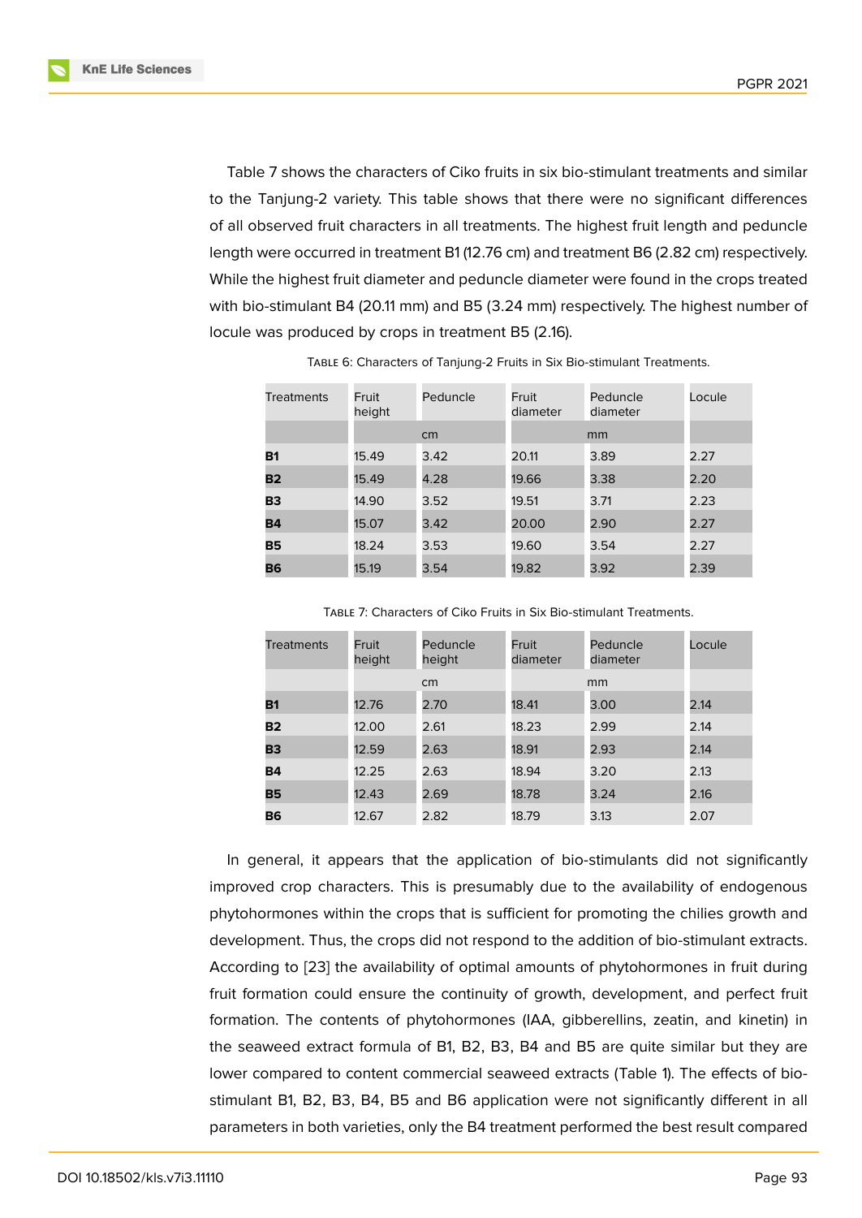Table 7 shows the characters of Ciko fruits in six bio-stimulant treatments and similar to the Tanjung-2 variety. This table shows that there were no significant differences of all observed fruit characters in all treatments. The highest fruit length and peduncle length were occurred in treatment B1 (12.76 cm) and treatment B6 (2.82 cm) respectively. While the highest fruit diameter and peduncle diameter were found in the crops treated with bio-stimulant B4 (20.11 mm) and B5 (3.24 mm) respectively. The highest number of locule was produced by crops in treatment B5 (2.16).

TABLE 6: Characters of Tanjung-2 Fruits in Six Bio-stimulant Treatments.

| Treatments | Fruit height | Peduncle | Fruit diameter | Peduncle diameter | Locule |
|---|---|---|---|---|---|
| | cm | | mm | | |
| **B1** | 15.49 | 3.42 | 20.11 | 3.89 | 2.27 |
| **B2** | 15.49 | 4.28 | 19.66 | 3.38 | 2.20 |
| **B3** | 14.90 | 3.52 | 19.51 | 3.71 | 2.23 |
| **B4** | 15.07 | 3.42 | 20.00 | 2.90 | 2.27 |
| **B5** | 18.24 | 3.53 | 19.60 | 3.54 | 2.27 |
| **B6** | 15.19 | 3.54 | 19.82 | 3.92 | 2.39 |

TABLE 7: Characters of Ciko Fruits in Six Bio-stimulant Treatments.

| Treatments | Fruit height | Peduncle height | Fruit diameter | Peduncle diameter | Locule |
|---|---|---|---|---|---|
| | cm | | mm | | |
| **B1** | 12.76 | 2.70 | 18.41 | 3.00 | 2.14 |
| **B2** | 12.00 | 2.61 | 18.23 | 2.99 | 2.14 |
| **B3** | 12.59 | 2.63 | 18.91 | 2.93 | 2.14 |
| **B4** | 12.25 | 2.63 | 18.94 | 3.20 | 2.13 |
| **B5** | 12.43 | 2.69 | 18.78 | 3.24 | 2.16 |
| **B6** | 12.67 | 2.82 | 18.79 | 3.13 | 2.07 |

In general, it appears that the application of bio-stimulants did not significantly improved crop characters. This is presumably due to the availability of endogenous phytohormones within the crops that is sufficient for promoting the chilies growth and development. Thus, the crops did not respond to the addition of bio-stimulant extracts. According to [23] the availability of optimal amounts of phytohormones in fruit during fruit formation could ensure the continuity of growth, development, and perfect fruit formation. The contents of phytohormones (IAA, gibberellins, zeatin, and kinetin) in the seaweed extract formula of B1, B2, B3, B4 and B5 are quite similar but they are lower compared to content commercial seaweed extracts (Table 1). The effects of bio-stimulant B1, B2, B3, B4, B5 and B6 application were not significantly different in all parameters in both varieties, only the B4 treatment performed the best result compared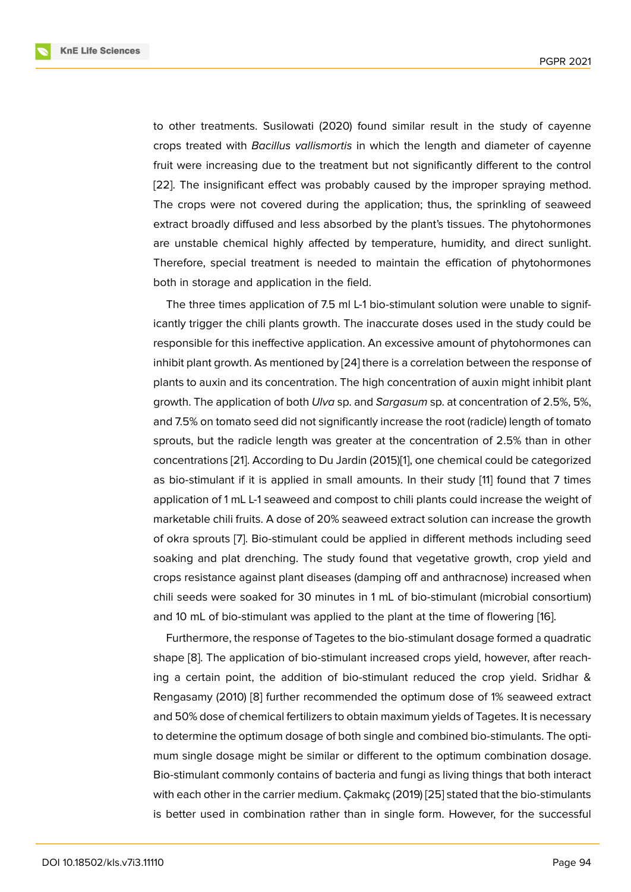to other treatments. Susilowati (2020) found similar result in the study of cayenne crops treated with *Bacillus vallismortis* in which the length and diameter of cayenne fruit were increasing due to the treatment but not significantly different to the control [22]. The insignificant effect was probably caused by the improper spraying method. The crops were not covered during the application; thus, the sprinkling of seaweed extract broadly diffused and less absorbed by the plant's tissues. The phytohormones are unstable chemical highly affected by temperature, humidity, and direct sunlight. Therefore, special treatment is needed to maintain the effication of phytohormones both in storage and application in the field.

The three times application of 7.5 ml L-1 bio-stimulant solution were unable to significantly trigger the chili plants growth. The inaccurate doses used in the study could be responsible for this ineffective application. An excessive amount of phytohormones can inhibit plant growth. As mentioned by [24] there is a correlation between the response of plants to auxin and its concentration. The high concentration of auxin might inhibit plant growth. The application of both *Ulva* sp. and *Sargasum* sp. at concentration of 2.5%, 5%, and 7.5% on tomato seed did not significantly increase the root (radicle) length of tomato sprouts, but the radicle length was greater at the concentration of 2.5% than in other concentrations [21]. According to Du Jardin (2015)[1], one chemical could be categorized as bio-stimulant if it is applied in small amounts. In their study [11] found that 7 times application of 1 mL L-1 seaweed and compost to chili plants could increase the weight of marketable chili fruits. A dose of 20% seaweed extract solution can increase the growth of okra sprouts [7]. Bio-stimulant could be applied in different methods including seed soaking and plat drenching. The study found that vegetative growth, crop yield and crops resistance against plant diseases (damping off and anthracnose) increased when chili seeds were soaked for 30 minutes in 1 mL of bio-stimulant (microbial consortium) and 10 mL of bio-stimulant was applied to the plant at the time of flowering [16].

Furthermore, the response of Tagetes to the bio-stimulant dosage formed a quadratic shape [8]. The application of bio-stimulant increased crops yield, however, after reaching a certain point, the addition of bio-stimulant reduced the crop yield. Sridhar & Rengasamy (2010) [8] further recommended the optimum dose of 1% seaweed extract and 50% dose of chemical fertilizers to obtain maximum yields of Tagetes. It is necessary to determine the optimum dosage of both single and combined bio-stimulants. The optimum single dosage might be similar or different to the optimum combination dosage. Bio-stimulant commonly contains of bacteria and fungi as living things that both interact with each other in the carrier medium. Çakmakç (2019) [25] stated that the bio-stimulants is better used in combination rather than in single form. However, for the successful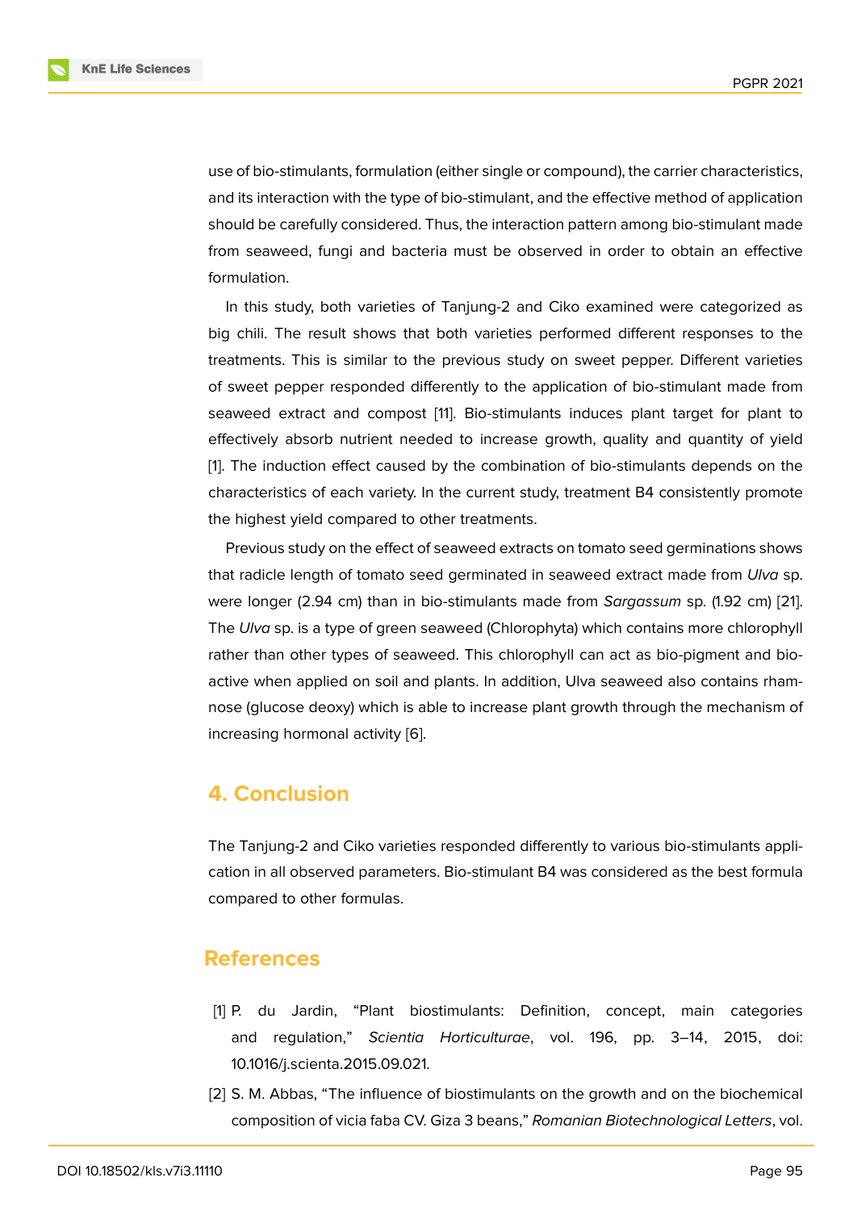use of bio-stimulants, formulation (either single or compound), the carrier characteristics, and its interaction with the type of bio-stimulant, and the effective method of application should be carefully considered. Thus, the interaction pattern among bio-stimulant made from seaweed, fungi and bacteria must be observed in order to obtain an effective formulation.

In this study, both varieties of Tanjung-2 and Ciko examined were categorized as big chili. The result shows that both varieties performed different responses to the treatments. This is similar to the previous study on sweet pepper. Different varieties of sweet pepper responded differently to the application of bio-stimulant made from seaweed extract and compost [11]. Bio-stimulants induces plant target for plant to effectively absorb nutrient needed to increase growth, quality and quantity of yield [1]. The induction effect caused by the combination of bio-stimulants depends on the characteristics of each variety. In the current study, treatment B4 consistently promote the highest yield compared to other treatments.

Previous study on the effect of seaweed extracts on tomato seed germinations shows that radicle length of tomato seed germinated in seaweed extract made from *Ulva* sp. were longer (2.94 cm) than in bio-stimulants made from *Sargassum* sp. (1.92 cm) [21]. The *Ulva* sp. is a type of green seaweed (Chlorophyta) which contains more chlorophyll rather than other types of seaweed. This chlorophyll can act as bio-pigment and bio-active when applied on soil and plants. In addition, Ulva seaweed also contains rhamnose (glucose deoxy) which is able to increase plant growth through the mechanism of increasing hormonal activity [6].

## 4. Conclusion

The Tanjung-2 and Ciko varieties responded differently to various bio-stimulants application in all observed parameters. Bio-stimulant B4 was considered as the best formula compared to other formulas.

## References

[1] P. du Jardin, "Plant biostimulants: Definition, concept, main categories and regulation," *Scientia Horticulturae*, vol. 196, pp. 3–14, 2015, doi: 10.1016/j.scienta.2015.09.021.

[2] S. M. Abbas, "The influence of biostimulants on the growth and on the biochemical composition of vicia faba CV. Giza 3 beans," *Romanian Biotechnological Letters*, vol.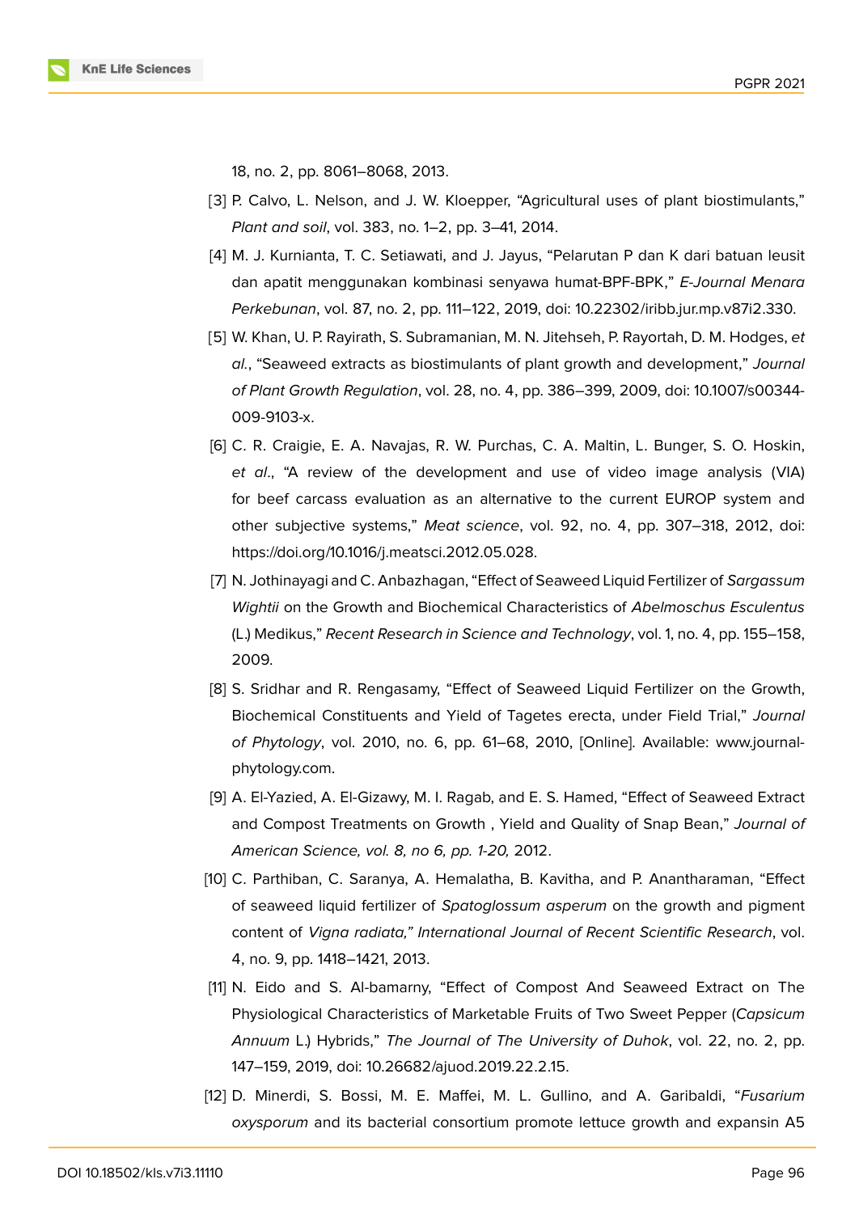18, no. 2, pp. 8061–8068, 2013.

[3] P. Calvo, L. Nelson, and J. W. Kloepper, "Agricultural uses of plant biostimulants," *Plant and soil*, vol. 383, no. 1–2, pp. 3–41, 2014.

[4] M. J. Kurnianta, T. C. Setiawati, and J. Jayus, "Pelarutan P dan K dari batuan leusit dan apatit menggunakan kombinasi senyawa humat-BPF-BPK," *E-Journal Menara Perkebunan*, vol. 87, no. 2, pp. 111–122, 2019, doi: 10.22302/iribb.jur.mp.v87i2.330.

[5] W. Khan, U. P. Rayirath, S. Subramanian, M. N. Jitehseh, P. Rayortah, D. M. Hodges, *et al.*, "Seaweed extracts as biostimulants of plant growth and development," *Journal of Plant Growth Regulation*, vol. 28, no. 4, pp. 386–399, 2009, doi: 10.1007/s00344-009-9103-x.

[6] C. R. Craigie, E. A. Navajas, R. W. Purchas, C. A. Maltin, L. Bunger, S. O. Hoskin, *et al*., "A review of the development and use of video image analysis (VIA) for beef carcass evaluation as an alternative to the current EUROP system and other subjective systems," *Meat science*, vol. 92, no. 4, pp. 307–318, 2012, doi: https://doi.org/10.1016/j.meatsci.2012.05.028.

[7] N. Jothinayagi and C. Anbazhagan, "Effect of Seaweed Liquid Fertilizer of *Sargassum Wightii* on the Growth and Biochemical Characteristics of *Abelmoschus Esculentus* (L.) Medikus," *Recent Research in Science and Technology*, vol. 1, no. 4, pp. 155–158, 2009.

[8] S. Sridhar and R. Rengasamy, "Effect of Seaweed Liquid Fertilizer on the Growth, Biochemical Constituents and Yield of Tagetes erecta, under Field Trial," *Journal of Phytology*, vol. 2010, no. 6, pp. 61–68, 2010, [Online]. Available: www.journal-phytology.com.

[9] A. El-Yazied, A. El-Gizawy, M. I. Ragab, and E. S. Hamed, "Effect of Seaweed Extract and Compost Treatments on Growth , Yield and Quality of Snap Bean," *Journal of American Science, vol. 8, no 6, pp. 1-20,* 2012.

[10] C. Parthiban, C. Saranya, A. Hemalatha, B. Kavitha, and P. Anantharaman, "Effect of seaweed liquid fertilizer of *Spatoglossum asperum* on the growth and pigment content of *Vigna radiata," International Journal of Recent Scientific Research*, vol. 4, no. 9, pp. 1418–1421, 2013.

[11] N. Eido and S. Al-bamarny, "Effect of Compost And Seaweed Extract on The Physiological Characteristics of Marketable Fruits of Two Sweet Pepper (*Capsicum Annuum* L.) Hybrids," *The Journal of The University of Duhok*, vol. 22, no. 2, pp. 147–159, 2019, doi: 10.26682/ajuod.2019.22.2.15.

[12] D. Minerdi, S. Bossi, M. E. Maffei, M. L. Gullino, and A. Garibaldi, "*Fusarium oxysporum* and its bacterial consortium promote lettuce growth and expansin A5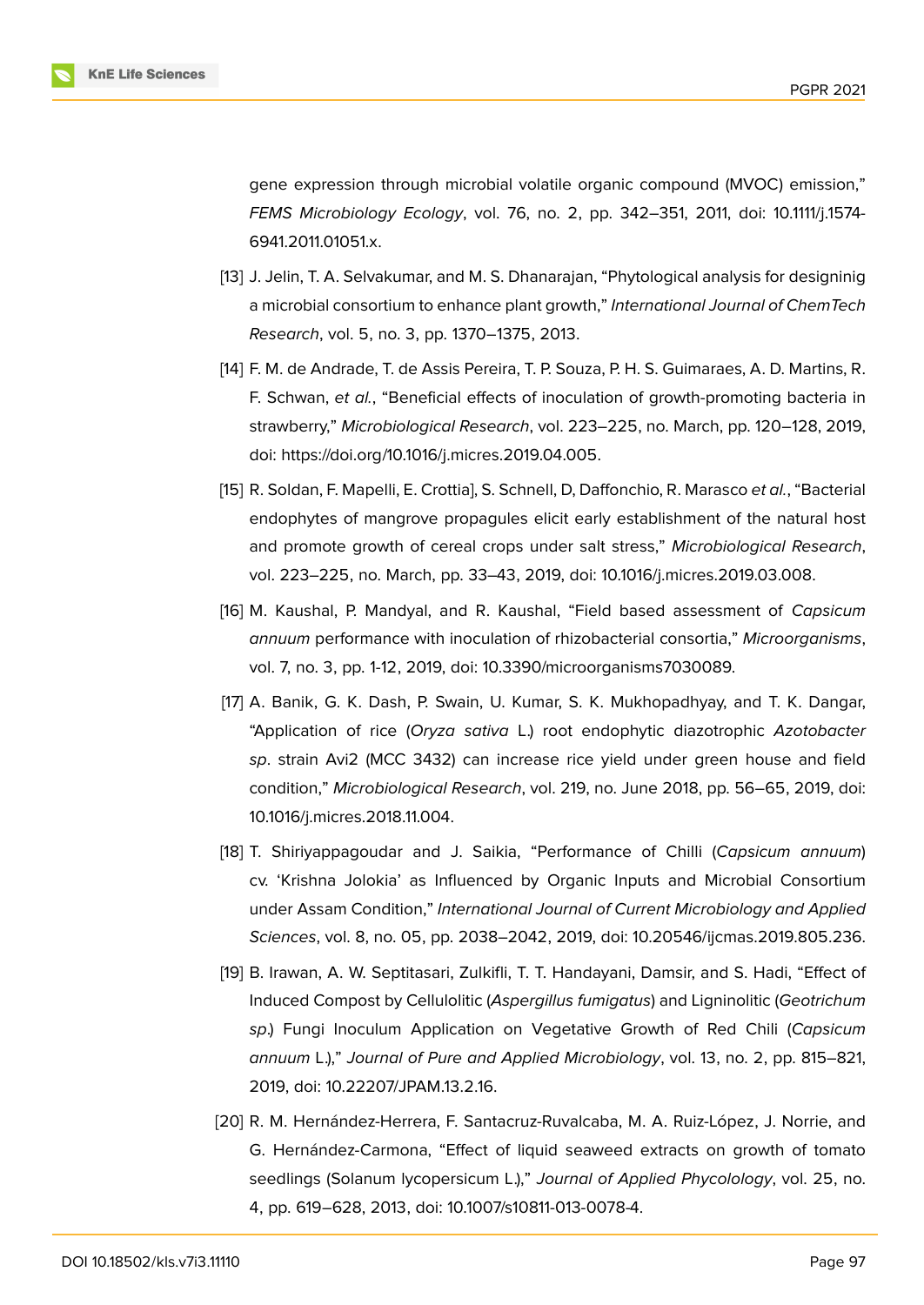gene expression through microbial volatile organic compound (MVOC) emission," *FEMS Microbiology Ecology*, vol. 76, no. 2, pp. 342–351, 2011, doi: 10.1111/j.1574-6941.2011.01051.x.

[13] J. Jelin, T. A. Selvakumar, and M. S. Dhanarajan, "Phytological analysis for designinig a microbial consortium to enhance plant growth," *International Journal of ChemTech Research*, vol. 5, no. 3, pp. 1370–1375, 2013.

[14] F. M. de Andrade, T. de Assis Pereira, T. P. Souza, P. H. S. Guimaraes, A. D. Martins, R. F. Schwan, *et al.*, "Beneficial effects of inoculation of growth-promoting bacteria in strawberry," *Microbiological Research*, vol. 223–225, no. March, pp. 120–128, 2019, doi: https://doi.org/10.1016/j.micres.2019.04.005.

[15] R. Soldan, F. Mapelli, E. Crottia], S. Schnell, D, Daffonchio, R. Marasco *et al.*, "Bacterial endophytes of mangrove propagules elicit early establishment of the natural host and promote growth of cereal crops under salt stress," *Microbiological Research*, vol. 223–225, no. March, pp. 33–43, 2019, doi: 10.1016/j.micres.2019.03.008.

[16] M. Kaushal, P. Mandyal, and R. Kaushal, "Field based assessment of *Capsicum annuum* performance with inoculation of rhizobacterial consortia," *Microorganisms*, vol. 7, no. 3, pp. 1-12, 2019, doi: 10.3390/microorganisms7030089.

[17] A. Banik, G. K. Dash, P. Swain, U. Kumar, S. K. Mukhopadhyay, and T. K. Dangar, "Application of rice (*Oryza sativa* L.) root endophytic diazotrophic *Azotobacter sp*. strain Avi2 (MCC 3432) can increase rice yield under green house and field condition," *Microbiological Research*, vol. 219, no. June 2018, pp. 56–65, 2019, doi: 10.1016/j.micres.2018.11.004.

[18] T. Shiriyappagoudar and J. Saikia, "Performance of Chilli (*Capsicum annuum*) cv. 'Krishna Jolokia' as Influenced by Organic Inputs and Microbial Consortium under Assam Condition," *International Journal of Current Microbiology and Applied Sciences*, vol. 8, no. 05, pp. 2038–2042, 2019, doi: 10.20546/ijcmas.2019.805.236.

[19] B. Irawan, A. W. Septitasari, Zulkifli, T. T. Handayani, Damsir, and S. Hadi, "Effect of Induced Compost by Cellulolitic (*Aspergillus fumigatus*) and Ligninolitic (*Geotrichum sp.*) Fungi Inoculum Application on Vegetative Growth of Red Chili (*Capsicum annuum* L.)," *Journal of Pure and Applied Microbiology*, vol. 13, no. 2, pp. 815–821, 2019, doi: 10.22207/JPAM.13.2.16.

[20] R. M. Hernández-Herrera, F. Santacruz-Ruvalcaba, M. A. Ruiz-López, J. Norrie, and G. Hernández-Carmona, "Effect of liquid seaweed extracts on growth of tomato seedlings (Solanum lycopersicum L.)," *Journal of Applied Phycolology*, vol. 25, no. 4, pp. 619–628, 2013, doi: 10.1007/s10811-013-0078-4.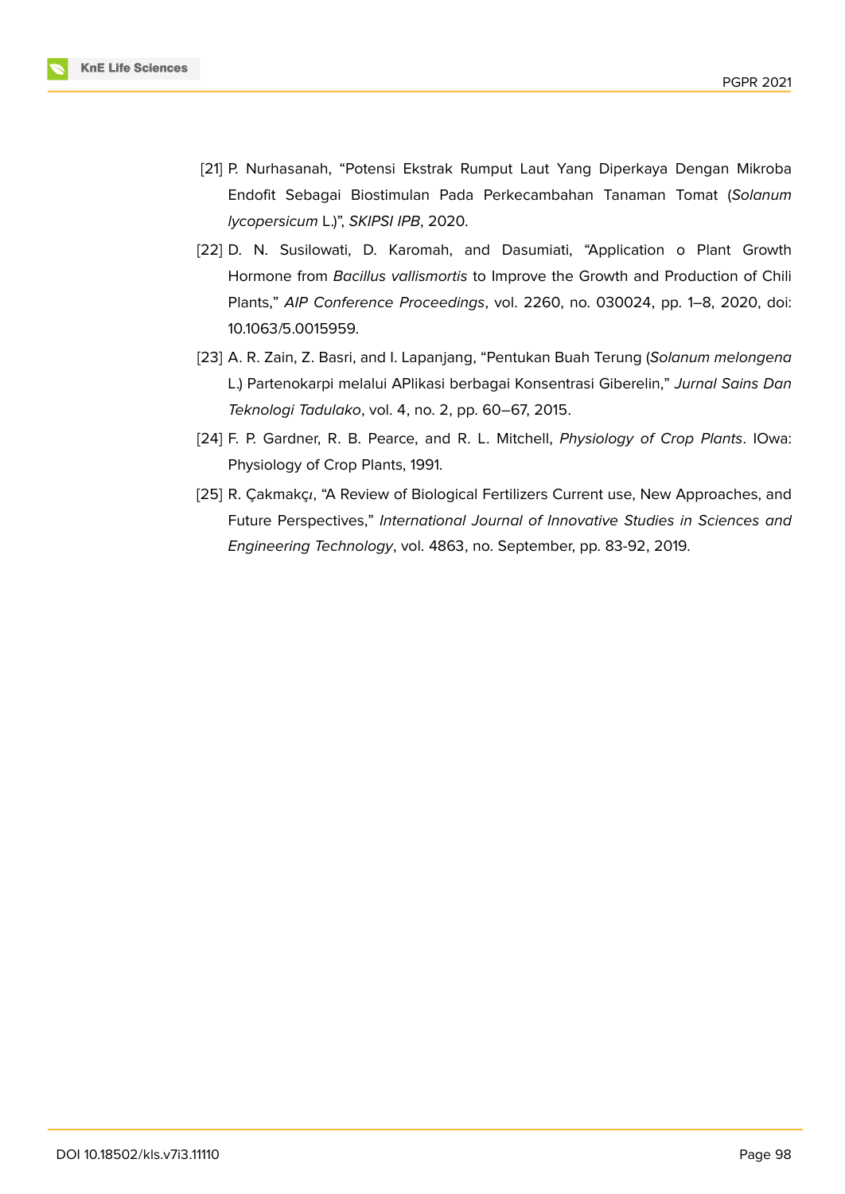[21] P. Nurhasanah, “Potensi Ekstrak Rumput Laut Yang Diperkaya Dengan Mikroba Endofit Sebagai Biostimulan Pada Perkecambahan Tanaman Tomat (*Solanum lycopersicum* L.)”, *SKIPSI IPB*, 2020.

[22] D. N. Susilowati, D. Karomah, and Dasumiati, “Application o Plant Growth Hormone from *Bacillus vallismortis* to Improve the Growth and Production of Chili Plants,” *AIP Conference Proceedings*, vol. 2260, no. 030024, pp. 1–8, 2020, doi: 10.1063/5.0015959.

[23] A. R. Zain, Z. Basri, and I. Lapanjang, “Pentukan Buah Terung (*Solanum melongena* L.) Partenokarpi melalui APlikasi berbagai Konsentrasi Giberelin,” *Jurnal Sains Dan Teknologi Tadulako*, vol. 4, no. 2, pp. 60–67, 2015.

[24] F. P. Gardner, R. B. Pearce, and R. L. Mitchell, *Physiology of Crop Plants*. IOwa: Physiology of Crop Plants, 1991.

[25] R. Çakmakçı, “A Review of Biological Fertilizers Current use, New Approaches, and Future Perspectives,” *International Journal of Innovative Studies in Sciences and Engineering Technology*, vol. 4863, no. September, pp. 83-92, 2019.